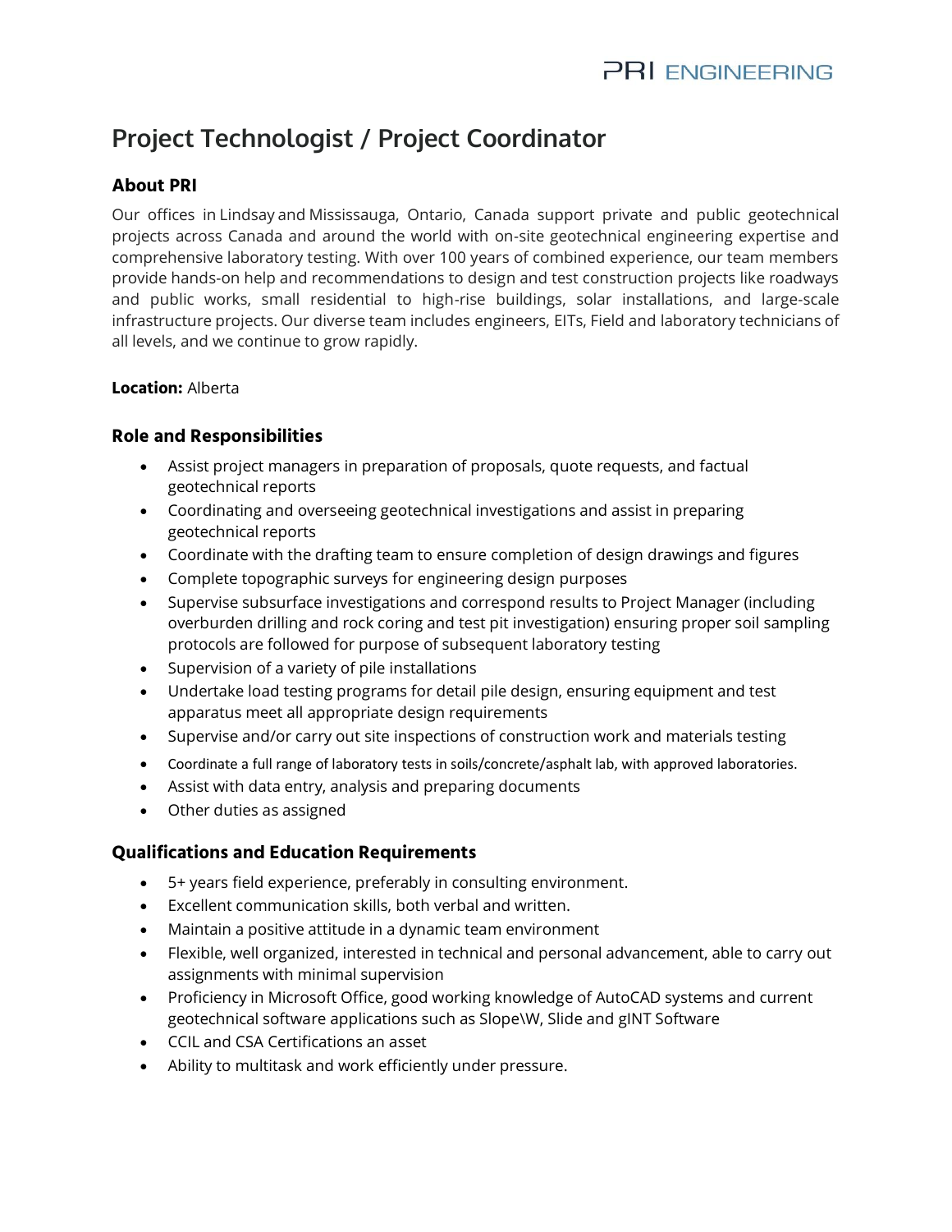PRI ENGINEERING

# Project Technologist / Project Coordinator

## About PRI

Our offices in Lindsay and Mississauga, Ontario, Canada support private and public geotechnical projects across Canada and around the world with on-site geotechnical engineering expertise and comprehensive laboratory testing. With over 100 years of combined experience, our team members provide hands-on help and recommendations to design and test construction projects like roadways and public works, small residential to high-rise buildings, solar installations, and large-scale infrastructure projects. Our diverse team includes engineers, EITs, Field and laboratory technicians of all levels, and we continue to grow rapidly.

**Location:** Alberta

## Role and Responsibilities

- Assist project managers in preparation of proposals, quote requests, and factual geotechnical reports
- Coordinating and overseeing geotechnical investigations and assist in preparing geotechnical reports
- Coordinate with the drafting team to ensure completion of design drawings and figures
- Complete topographic surveys for engineering design purposes
- Supervise subsurface investigations and correspond results to Project Manager (including overburden drilling and rock coring and test pit investigation) ensuring proper soil sampling protocols are followed for purpose of subsequent laboratory testing
- Supervision of a variety of pile installations
- Undertake load testing programs for detail pile design, ensuring equipment and test apparatus meet all appropriate design requirements
- Supervise and/or carry out site inspections of construction work and materials testing
- Coordinate a full range of laboratory tests in soils/concrete/asphalt lab, with approved laboratories.
- Assist with data entry, analysis and preparing documents
- Other duties as assigned

## Qualifications and Education Requirements

- 5+ years field experience, preferably in consulting environment.
- Excellent communication skills, both verbal and written.
- Maintain a positive attitude in a dynamic team environment
- Flexible, well organized, interested in technical and personal advancement, able to carry out assignments with minimal supervision
- Proficiency in Microsoft Office, good working knowledge of AutoCAD systems and current geotechnical software applications such as Slope\W, Slide and gINT Software
- CCIL and CSA Certifications an asset
- Ability to multitask and work efficiently under pressure.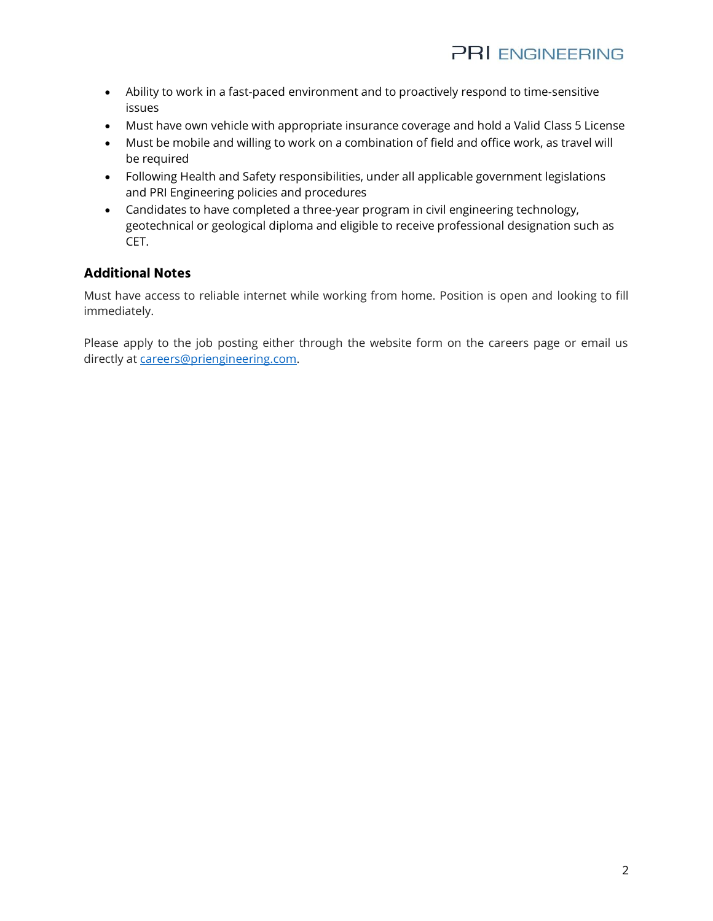- Ability to work in a fast-paced environment and to proactively respond to time-sensitive issues
- Must have own vehicle with appropriate insurance coverage and hold a Valid Class 5 License
- Must be mobile and willing to work on a combination of field and office work, as travel will be required
- Following Health and Safety responsibilities, under all applicable government legislations and PRI Engineering policies and procedures
- Candidates to have completed a three-year program in civil engineering technology, geotechnical or geological diploma and eligible to receive professional designation such as CET.

### Additional Notes

Must have access to reliable internet while working from home. Position is open and looking to fill immediately.

Please apply to the job posting either through the website form on the careers page or email us directly at careers@priengineering.com.